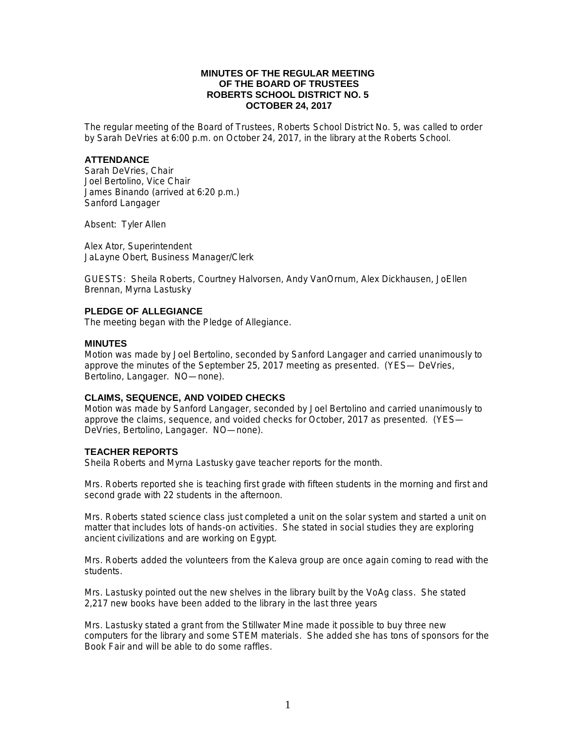# MINUTES OF THE REGULAR MEETING OF THE BOARD OF TRUSTEES ROBERTS SCHOOL DISTRICT NO. 5 OCTOBER 24, 2017

The regular meeting of the Board of Trustees, Roberts School District No. 5, was called to order by Sarah DeVries at 6:00 p.m. on October 24, 2017, in the library at the Roberts School.

## ATTENDANCE

Sarah DeVries, Chair
Joel Bertolino, Vice Chair
James Binando (arrived at 6:20 p.m.)
Sanford Langager

Absent: Tyler Allen

Alex Ator, Superintendent
JaLayne Obert, Business Manager/Clerk

GUESTS: Sheila Roberts, Courtney Halvorsen, Andy VanOrnum, Alex Dickhausen, JoEllen Brennan, Myrna Lastusky

## PLEDGE OF ALLEGIANCE

The meeting began with the Pledge of Allegiance.

## MINUTES

Motion was made by Joel Bertolino, seconded by Sanford Langager and carried unanimously to approve the minutes of the September 25, 2017 meeting as presented. (YES— DeVries, Bertolino, Langager. NO—none).

## CLAIMS, SEQUENCE, AND VOIDED CHECKS

Motion was made by Sanford Langager, seconded by Joel Bertolino and carried unanimously to approve the claims, sequence, and voided checks for October, 2017 as presented. (YES— DeVries, Bertolino, Langager. NO—none).

## TEACHER REPORTS

Sheila Roberts and Myrna Lastusky gave teacher reports for the month.

Mrs. Roberts reported she is teaching first grade with fifteen students in the morning and first and second grade with 22 students in the afternoon.

Mrs. Roberts stated science class just completed a unit on the solar system and started a unit on matter that includes lots of hands-on activities. She stated in social studies they are exploring ancient civilizations and are working on Egypt.

Mrs. Roberts added the volunteers from the Kaleva group are once again coming to read with the students.

Mrs. Lastusky pointed out the new shelves in the library built by the VoAg class. She stated 2,217 new books have been added to the library in the last three years

Mrs. Lastusky stated a grant from the Stillwater Mine made it possible to buy three new computers for the library and some STEM materials. She added she has tons of sponsors for the Book Fair and will be able to do some raffles.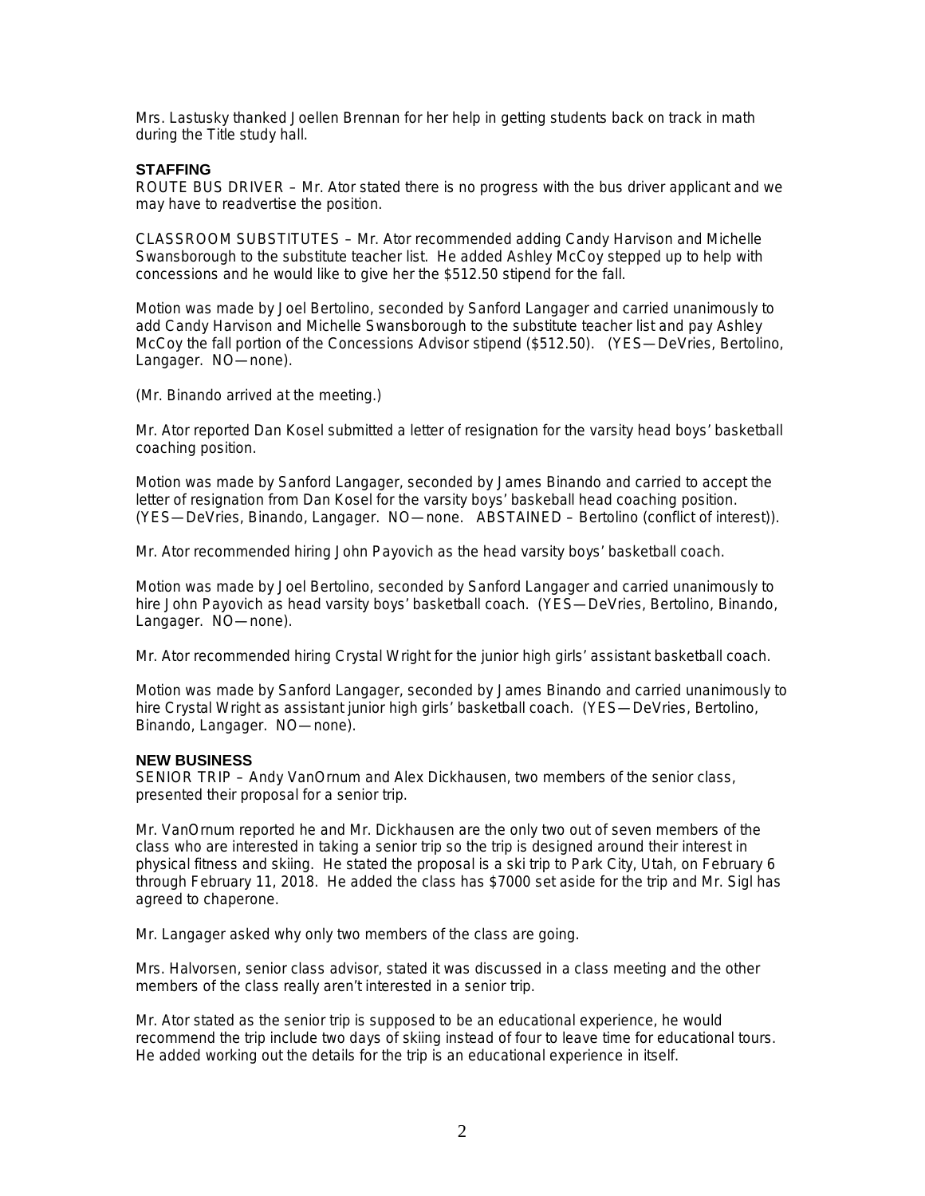Mrs. Lastusky thanked Joellen Brennan for her help in getting students back on track in math during the Title study hall.

## STAFFING

ROUTE BUS DRIVER – Mr. Ator stated there is no progress with the bus driver applicant and we may have to readvertise the position.

CLASSROOM SUBSTITUTES – Mr. Ator recommended adding Candy Harvison and Michelle Swansborough to the substitute teacher list. He added Ashley McCoy stepped up to help with concessions and he would like to give her the $512.50 stipend for the fall.

Motion was made by Joel Bertolino, seconded by Sanford Langager and carried unanimously to add Candy Harvison and Michelle Swansborough to the substitute teacher list and pay Ashley McCoy the fall portion of the Concessions Advisor stipend ($512.50). (YES—DeVries, Bertolino, Langager. NO—none).

(Mr. Binando arrived at the meeting.)

Mr. Ator reported Dan Kosel submitted a letter of resignation for the varsity head boys' basketball coaching position.

Motion was made by Sanford Langager, seconded by James Binando and carried to accept the letter of resignation from Dan Kosel for the varsity boys' baskeball head coaching position. (YES—DeVries, Binando, Langager. NO—none. ABSTAINED – Bertolino (conflict of interest)).

Mr. Ator recommended hiring John Payovich as the head varsity boys' basketball coach.

Motion was made by Joel Bertolino, seconded by Sanford Langager and carried unanimously to hire John Payovich as head varsity boys' basketball coach. (YES—DeVries, Bertolino, Binando, Langager. NO—none).

Mr. Ator recommended hiring Crystal Wright for the junior high girls' assistant basketball coach.

Motion was made by Sanford Langager, seconded by James Binando and carried unanimously to hire Crystal Wright as assistant junior high girls' basketball coach. (YES—DeVries, Bertolino, Binando, Langager. NO—none).

## NEW BUSINESS

SENIOR TRIP – Andy VanOrnum and Alex Dickhausen, two members of the senior class, presented their proposal for a senior trip.

Mr. VanOrnum reported he and Mr. Dickhausen are the only two out of seven members of the class who are interested in taking a senior trip so the trip is designed around their interest in physical fitness and skiing. He stated the proposal is a ski trip to Park City, Utah, on February 6 through February 11, 2018. He added the class has $7000 set aside for the trip and Mr. Sigl has agreed to chaperone.

Mr. Langager asked why only two members of the class are going.

Mrs. Halvorsen, senior class advisor, stated it was discussed in a class meeting and the other members of the class really aren't interested in a senior trip.

Mr. Ator stated as the senior trip is supposed to be an educational experience, he would recommend the trip include two days of skiing instead of four to leave time for educational tours. He added working out the details for the trip is an educational experience in itself.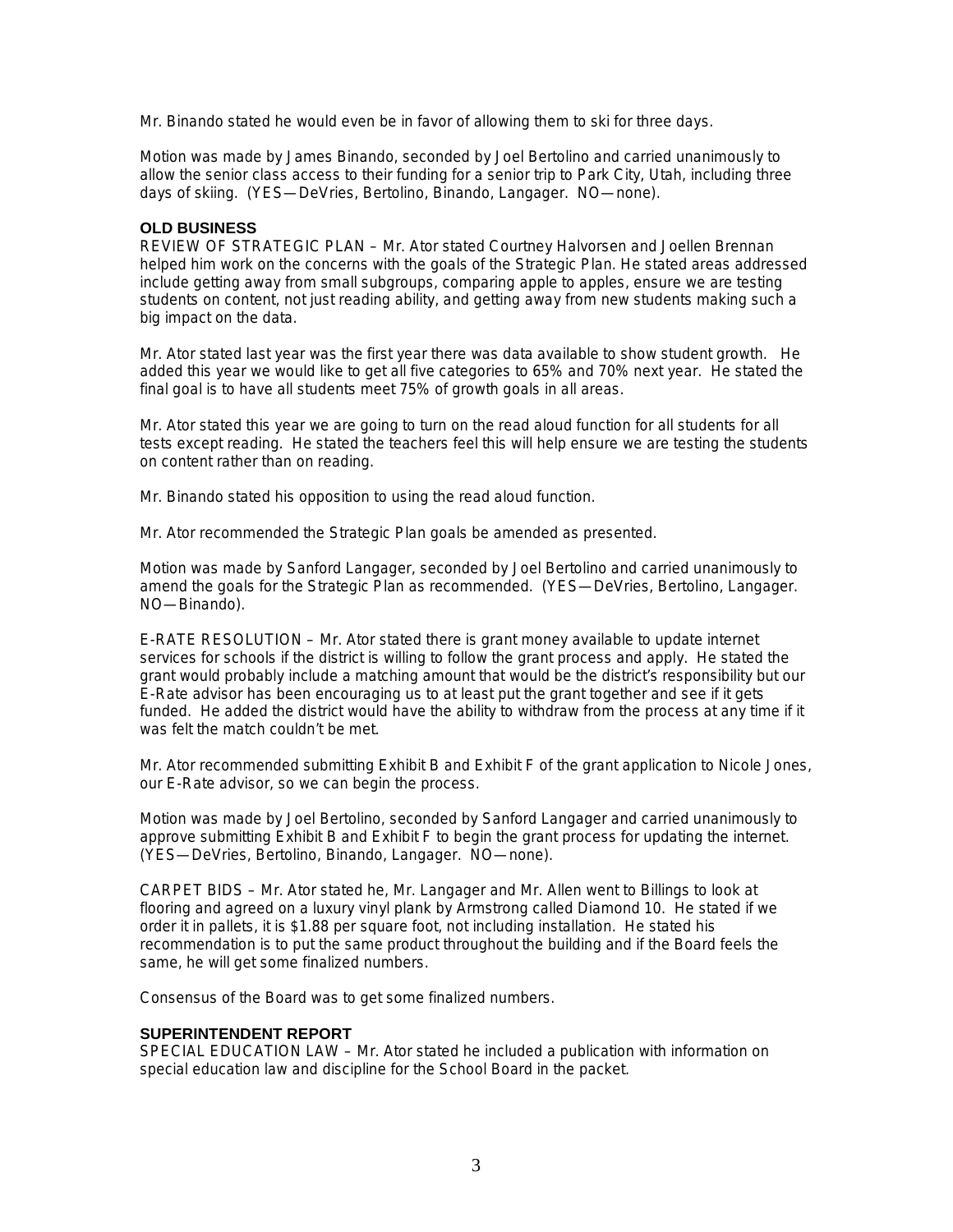Mr. Binando stated he would even be in favor of allowing them to ski for three days.

Motion was made by James Binando, seconded by Joel Bertolino and carried unanimously to allow the senior class access to their funding for a senior trip to Park City, Utah, including three days of skiing. (YES—DeVries, Bertolino, Binando, Langager. NO—none).

## OLD BUSINESS

REVIEW OF STRATEGIC PLAN – Mr. Ator stated Courtney Halvorsen and Joellen Brennan helped him work on the concerns with the goals of the Strategic Plan. He stated areas addressed include getting away from small subgroups, comparing apple to apples, ensure we are testing students on content, not just reading ability, and getting away from new students making such a big impact on the data.

Mr. Ator stated last year was the first year there was data available to show student growth. He added this year we would like to get all five categories to 65% and 70% next year. He stated the final goal is to have all students meet 75% of growth goals in all areas.

Mr. Ator stated this year we are going to turn on the read aloud function for all students for all tests except reading. He stated the teachers feel this will help ensure we are testing the students on content rather than on reading.

Mr. Binando stated his opposition to using the read aloud function.

Mr. Ator recommended the Strategic Plan goals be amended as presented.

Motion was made by Sanford Langager, seconded by Joel Bertolino and carried unanimously to amend the goals for the Strategic Plan as recommended. (YES—DeVries, Bertolino, Langager. NO—Binando).

E-RATE RESOLUTION – Mr. Ator stated there is grant money available to update internet services for schools if the district is willing to follow the grant process and apply. He stated the grant would probably include a matching amount that would be the district's responsibility but our E-Rate advisor has been encouraging us to at least put the grant together and see if it gets funded. He added the district would have the ability to withdraw from the process at any time if it was felt the match couldn't be met.

Mr. Ator recommended submitting Exhibit B and Exhibit F of the grant application to Nicole Jones, our E-Rate advisor, so we can begin the process.

Motion was made by Joel Bertolino, seconded by Sanford Langager and carried unanimously to approve submitting Exhibit B and Exhibit F to begin the grant process for updating the internet. (YES—DeVries, Bertolino, Binando, Langager. NO—none).

CARPET BIDS – Mr. Ator stated he, Mr. Langager and Mr. Allen went to Billings to look at flooring and agreed on a luxury vinyl plank by Armstrong called Diamond 10. He stated if we order it in pallets, it is $1.88 per square foot, not including installation. He stated his recommendation is to put the same product throughout the building and if the Board feels the same, he will get some finalized numbers.

Consensus of the Board was to get some finalized numbers.

## SUPERINTENDENT REPORT

SPECIAL EDUCATION LAW – Mr. Ator stated he included a publication with information on special education law and discipline for the School Board in the packet.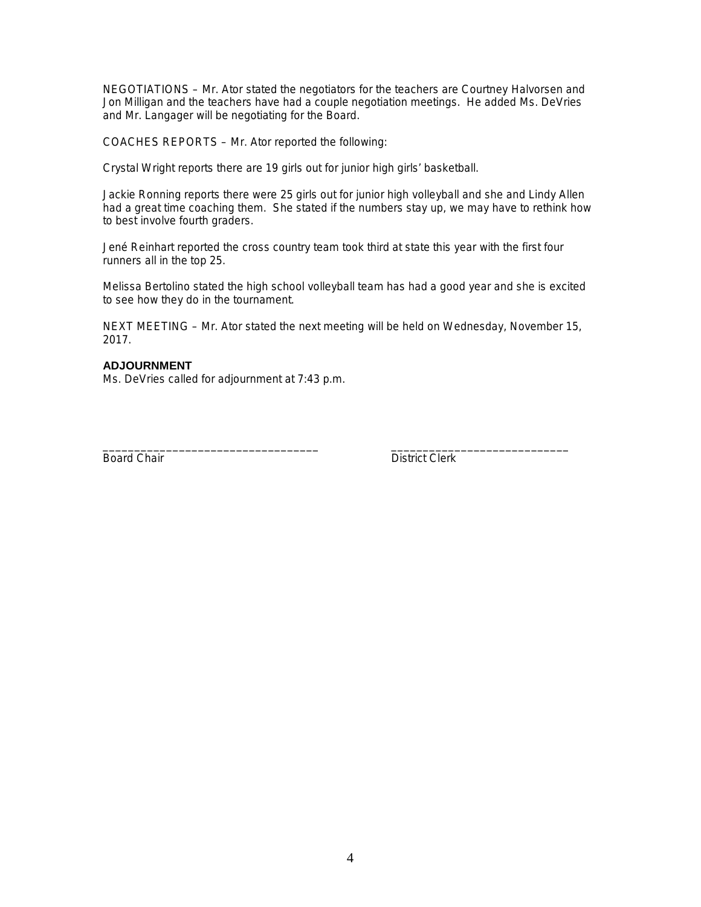NEGOTIATIONS – Mr. Ator stated the negotiators for the teachers are Courtney Halvorsen and Jon Milligan and the teachers have had a couple negotiation meetings. He added Ms. DeVries and Mr. Langager will be negotiating for the Board.

COACHES REPORTS – Mr. Ator reported the following:

Crystal Wright reports there are 19 girls out for junior high girls' basketball.

Jackie Ronning reports there were 25 girls out for junior high volleyball and she and Lindy Allen had a great time coaching them. She stated if the numbers stay up, we may have to rethink how to best involve fourth graders.

Jené Reinhart reported the cross country team took third at state this year with the first four runners all in the top 25.

Melissa Bertolino stated the high school volleyball team has had a good year and she is excited to see how they do in the tournament.

NEXT MEETING – Mr. Ator stated the next meeting will be held on Wednesday, November 15, 2017.

**ADJOURNMENT**

Ms. DeVries called for adjournment at 7:43 p.m.

___________________________________ ____________________________

Board Chair District Clerk